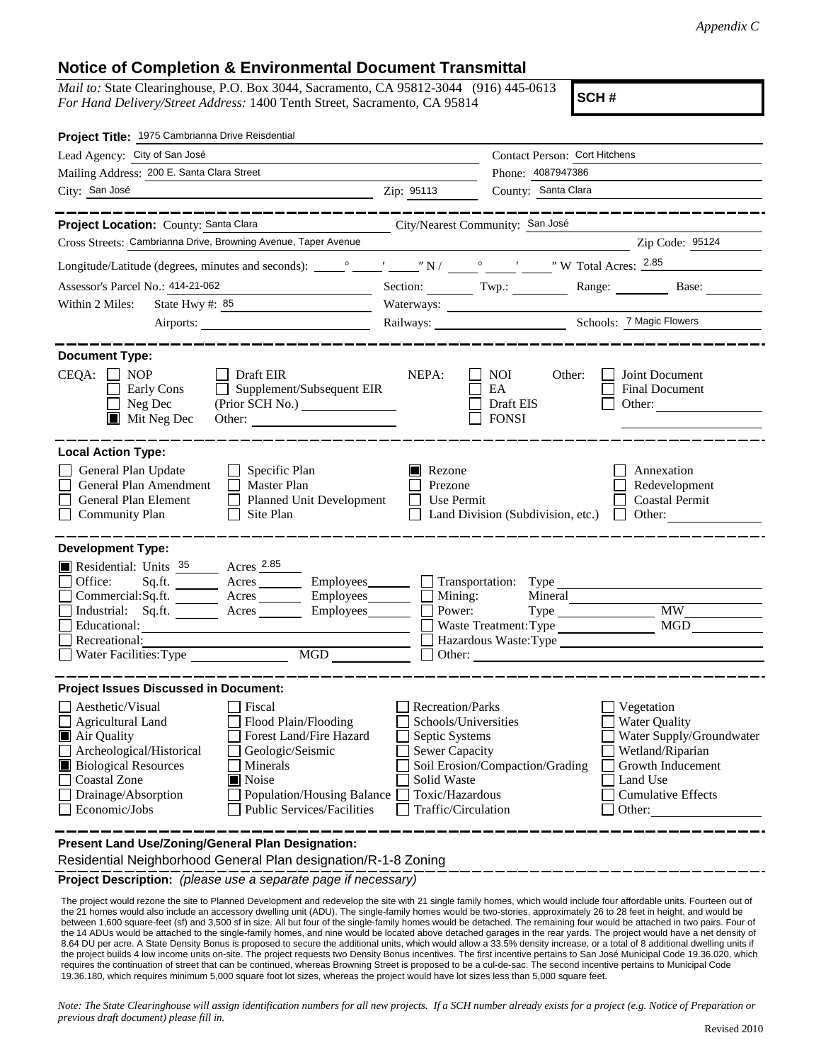*Appendix C*

## Notice of Completion & Environmental Document Transmittal

*Mail to:* State Clearinghouse, P.O. Box 3044, Sacramento, CA 95812-3044 (916) 445-0613
*For Hand Delivery/Street Address:* 1400 Tenth Street, Sacramento, CA 95814

**SCH #**

**Project Title:** 1975 Cambrianna Drive Reisdential

Lead Agency: City of San José
Contact Person: Cort Hitchens
Mailing Address: 200 E. Santa Clara Street
Phone: 4087947386
City: San José
Zip: 95113
County: Santa Clara

---

**Project Location:** County: Santa Clara
City/Nearest Community: San José
Cross Streets: Cambrianna Drive, Browning Avenue, Taper Avenue
Zip Code: 95124
Longitude/Latitude (degrees, minutes and seconds): \_\_\_° \_\_\_′ \_\_\_″ N / \_\_\_° \_\_\_′ \_\_\_″ W Total Acres: 2.85
Assessor's Parcel No.: 414-21-062
Section: \_\_\_ Twp.: \_\_\_ Range: \_\_\_ Base: \_\_\_
Within 2 Miles: State Hwy #: 85
Waterways:
Airports:
Railways:
Schools: 7 Magic Flowers

---

**Document Type:**

CEQA:
- [ ] NOP
- [ ] Early Cons
- [ ] Neg Dec
- [x] Mit Neg Dec
- [ ] Draft EIR
- [ ] Supplement/Subsequent EIR (Prior SCH No.) \_\_\_
- Other: \_\_\_

NEPA:
- [ ] NOI
- [ ] EA
- [ ] Draft EIS
- [ ] FONSI

Other:
- [ ] Joint Document
- [ ] Final Document
- [ ] Other: \_\_\_

---

**Local Action Type:**

- [ ] General Plan Update
- [ ] General Plan Amendment
- [ ] General Plan Element
- [ ] Community Plan
- [ ] Specific Plan
- [ ] Master Plan
- [ ] Planned Unit Development
- [ ] Site Plan
- [x] Rezone
- [ ] Prezone
- [ ] Use Permit
- [ ] Land Division (Subdivision, etc.)
- [ ] Annexation
- [ ] Redevelopment
- [ ] Coastal Permit
- [ ] Other: \_\_\_

---

**Development Type:**

- [x] Residential: Units 35 Acres 2.85
- [ ] Office: Sq.ft. \_\_\_ Acres \_\_\_ Employees \_\_\_
- [ ] Commercial: Sq.ft. \_\_\_ Acres \_\_\_ Employees \_\_\_
- [ ] Industrial: Sq.ft. \_\_\_ Acres \_\_\_ Employees \_\_\_
- [ ] Educational: \_\_\_
- [ ] Recreational: \_\_\_
- [ ] Water Facilities: Type \_\_\_ MGD \_\_\_
- [ ] Transportation: Type \_\_\_
- [ ] Mining: Mineral \_\_\_
- [ ] Power: Type \_\_\_ MW \_\_\_
- [ ] Waste Treatment: Type \_\_\_ MGD \_\_\_
- [ ] Hazardous Waste: Type \_\_\_
- [ ] Other: \_\_\_

---

**Project Issues Discussed in Document:**

- [ ] Aesthetic/Visual
- [ ] Agricultural Land
- [x] Air Quality
- [ ] Archeological/Historical
- [x] Biological Resources
- [ ] Coastal Zone
- [ ] Drainage/Absorption
- [ ] Economic/Jobs
- [ ] Fiscal
- [ ] Flood Plain/Flooding
- [ ] Forest Land/Fire Hazard
- [ ] Geologic/Seismic
- [ ] Minerals
- [x] Noise
- [ ] Population/Housing Balance
- [ ] Public Services/Facilities
- [ ] Recreation/Parks
- [ ] Schools/Universities
- [ ] Septic Systems
- [ ] Sewer Capacity
- [ ] Soil Erosion/Compaction/Grading
- [ ] Solid Waste
- [ ] Toxic/Hazardous
- [ ] Traffic/Circulation
- [ ] Vegetation
- [ ] Water Quality
- [ ] Water Supply/Groundwater
- [ ] Wetland/Riparian
- [ ] Growth Inducement
- [ ] Land Use
- [ ] Cumulative Effects
- [ ] Other: \_\_\_

---

**Present Land Use/Zoning/General Plan Designation:**

Residential Neighborhood General Plan designation/R-1-8 Zoning

**Project Description:** *(please use a separate page if necessary)*

The project would rezone the site to Planned Development and redevelop the site with 21 single family homes, which would include four affordable units. Fourteen out of the 21 homes would also include an accessory dwelling unit (ADU). The single-family homes would be two-stories, approximately 26 to 28 feet in height, and would be between 1,600 square-feet (sf) and 3,500 sf in size. All but four of the single-family homes would be detached. The remaining four would be attached in two pairs. Four of the 14 ADUs would be attached to the single-family homes, and nine would be located above detached garages in the rear yards. The project would have a net density of 8.64 DU per acre. A State Density Bonus is proposed to secure the additional units, which would allow a 33.5% density increase, or a total of 8 additional dwelling units if the project builds 4 low income units on-site. The project requests two Density Bonus incentives. The first incentive pertains to San José Municipal Code 19.36.020, which requires the continuation of street that can be continued, whereas Browning Street is proposed to be a cul-de-sac. The second incentive pertains to Municipal Code 19.36.180, which requires minimum 5,000 square foot lot sizes, whereas the project would have lot sizes less than 5,000 square feet.

*Note: The State Clearinghouse will assign identification numbers for all new projects. If a SCH number already exists for a project (e.g. Notice of Preparation or previous draft document) please fill in.*

Revised 2010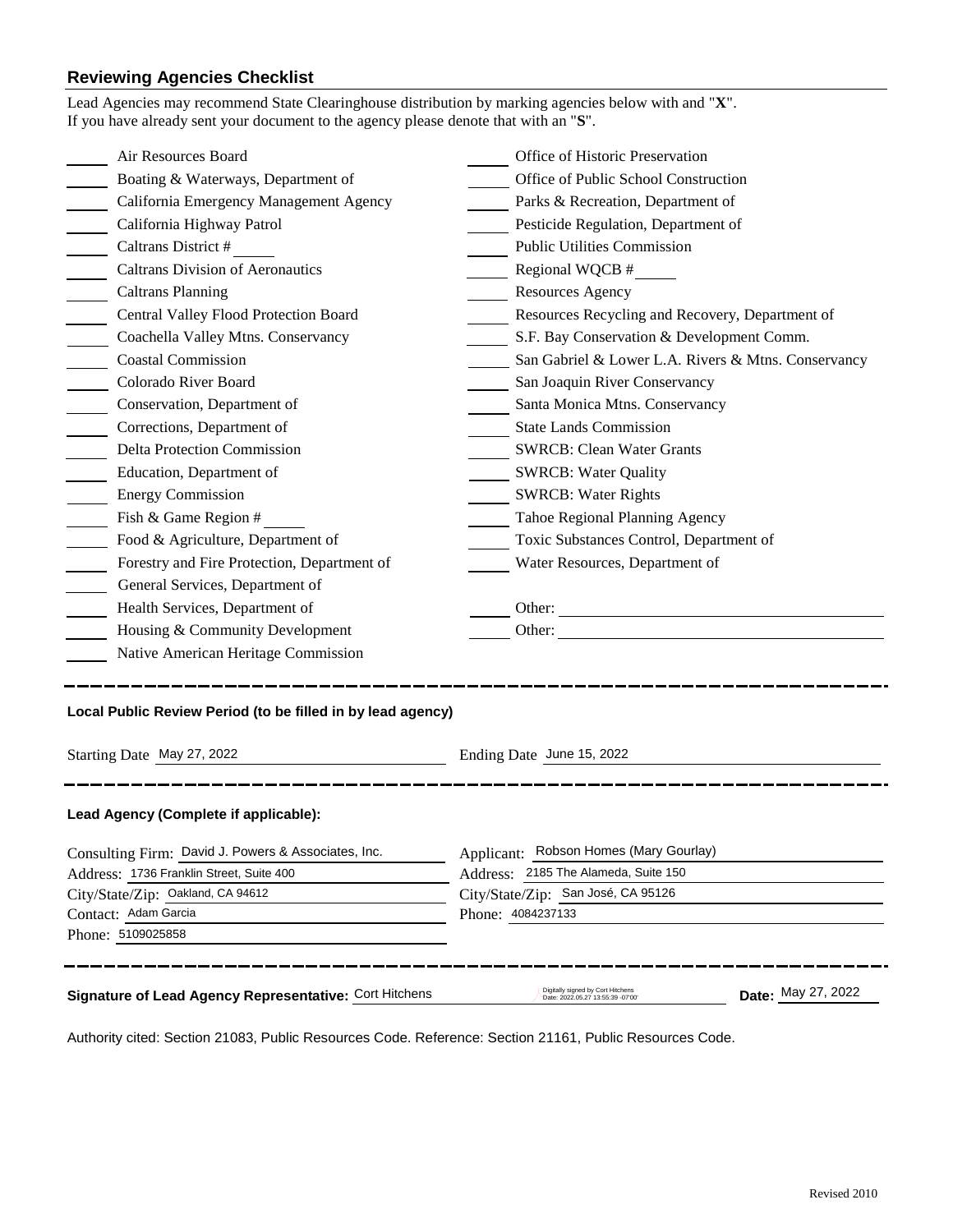## Reviewing Agencies Checklist

Lead Agencies may recommend State Clearinghouse distribution by marking agencies below with and "**X**".
If you have already sent your document to the agency please denote that with an "**S**".

- ____ Air Resources Board
- ____ Boating & Waterways, Department of
- ____ California Emergency Management Agency
- ____ California Highway Patrol
- ____ Caltrans District # ____
- ____ Caltrans Division of Aeronautics
- ____ Caltrans Planning
- ____ Central Valley Flood Protection Board
- ____ Coachella Valley Mtns. Conservancy
- ____ Coastal Commission
- ____ Colorado River Board
- ____ Conservation, Department of
- ____ Corrections, Department of
- ____ Delta Protection Commission
- ____ Education, Department of
- ____ Energy Commission
- ____ Fish & Game Region # ____
- ____ Food & Agriculture, Department of
- ____ Forestry and Fire Protection, Department of
- ____ General Services, Department of
- ____ Health Services, Department of
- ____ Housing & Community Development
- ____ Native American Heritage Commission
- ____ Office of Historic Preservation
- ____ Office of Public School Construction
- ____ Parks & Recreation, Department of
- ____ Pesticide Regulation, Department of
- ____ Public Utilities Commission
- ____ Regional WQCB # ____
- ____ Resources Agency
- ____ Resources Recycling and Recovery, Department of
- ____ S.F. Bay Conservation & Development Comm.
- ____ San Gabriel & Lower L.A. Rivers & Mtns. Conservancy
- ____ San Joaquin River Conservancy
- ____ Santa Monica Mtns. Conservancy
- ____ State Lands Commission
- ____ SWRCB: Clean Water Grants
- ____ SWRCB: Water Quality
- ____ SWRCB: Water Rights
- ____ Tahoe Regional Planning Agency
- ____ Toxic Substances Control, Department of
- ____ Water Resources, Department of
- ____ Other: ____
- ____ Other: ____

---

**Local Public Review Period (to be filled in by lead agency)**

Starting Date May 27, 2022

Ending Date June 15, 2022

---

**Lead Agency (Complete if applicable):**

Consulting Firm: David J. Powers & Associates, Inc.
Address: 1736 Franklin Street, Suite 400
City/State/Zip: Oakland, CA 94612
Contact: Adam Garcia
Phone: 5109025858

Applicant: Robson Homes (Mary Gourlay)
Address: 2185 The Alameda, Suite 150
City/State/Zip: San José, CA 95126
Phone: 4084237133

---

**Signature of Lead Agency Representative:** Cort Hitchens Digitally signed by Cort Hitchens Date: 2022.05.27 13:55:39 -07'00' **Date:** May 27, 2022

Authority cited: Section 21083, Public Resources Code. Reference: Section 21161, Public Resources Code.

Revised 2010